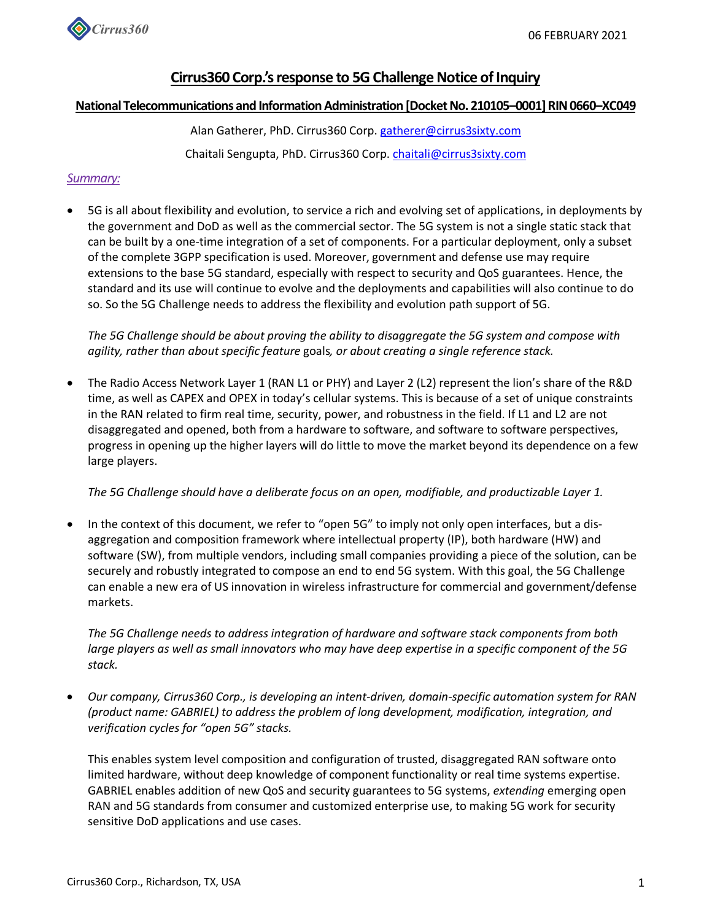06 FEBRUARY 2021

# Cirrus360 Corp.'s response to 5G Challenge Notice of Inquiry

## National Telecommunications and Information Administration [Docket No. 210105–0001] RIN 0660–XC049

Alan Gatherer, PhD. Cirrus360 Corp. gatherer@cirrus3sixty.com

Chaitali Sengupta, PhD. Cirrus360 Corp. chaitali@cirrus3sixty.com

*Summary:*

- 5G is all about flexibility and evolution, to service a rich and evolving set of applications, in deployments by the government and DoD as well as the commercial sector. The 5G system is not a single static stack that can be built by a one-time integration of a set of components. For a particular deployment, only a subset of the complete 3GPP specification is used. Moreover, government and defense use may require extensions to the base 5G standard, especially with respect to security and QoS guarantees. Hence, the standard and its use will continue to evolve and the deployments and capabilities will also continue to do so. So the 5G Challenge needs to address the flexibility and evolution path support of 5G.

  *The 5G Challenge should be about proving the ability to disaggregate the 5G system and compose with agility, rather than about specific feature* goals*, or about creating a single reference stack.*

- The Radio Access Network Layer 1 (RAN L1 or PHY) and Layer 2 (L2) represent the lion's share of the R&D time, as well as CAPEX and OPEX in today's cellular systems. This is because of a set of unique constraints in the RAN related to firm real time, security, power, and robustness in the field. If L1 and L2 are not disaggregated and opened, both from a hardware to software, and software to software perspectives, progress in opening up the higher layers will do little to move the market beyond its dependence on a few large players.

  *The 5G Challenge should have a deliberate focus on an open, modifiable, and productizable Layer 1.*

- In the context of this document, we refer to "open 5G" to imply not only open interfaces, but a dis-aggregation and composition framework where intellectual property (IP), both hardware (HW) and software (SW), from multiple vendors, including small companies providing a piece of the solution, can be securely and robustly integrated to compose an end to end 5G system. With this goal, the 5G Challenge can enable a new era of US innovation in wireless infrastructure for commercial and government/defense markets.

  *The 5G Challenge needs to address integration of hardware and software stack components from both large players as well as small innovators who may have deep expertise in a specific component of the 5G stack.*

- *Our company, Cirrus360 Corp., is developing an intent-driven, domain-specific automation system for RAN (product name: GABRIEL) to address the problem of long development, modification, integration, and verification cycles for "open 5G" stacks.*

  This enables system level composition and configuration of trusted, disaggregated RAN software onto limited hardware, without deep knowledge of component functionality or real time systems expertise. GABRIEL enables addition of new QoS and security guarantees to 5G systems, *extending* emerging open RAN and 5G standards from consumer and customized enterprise use, to making 5G work for security sensitive DoD applications and use cases.

Cirrus360 Corp., Richardson, TX, USA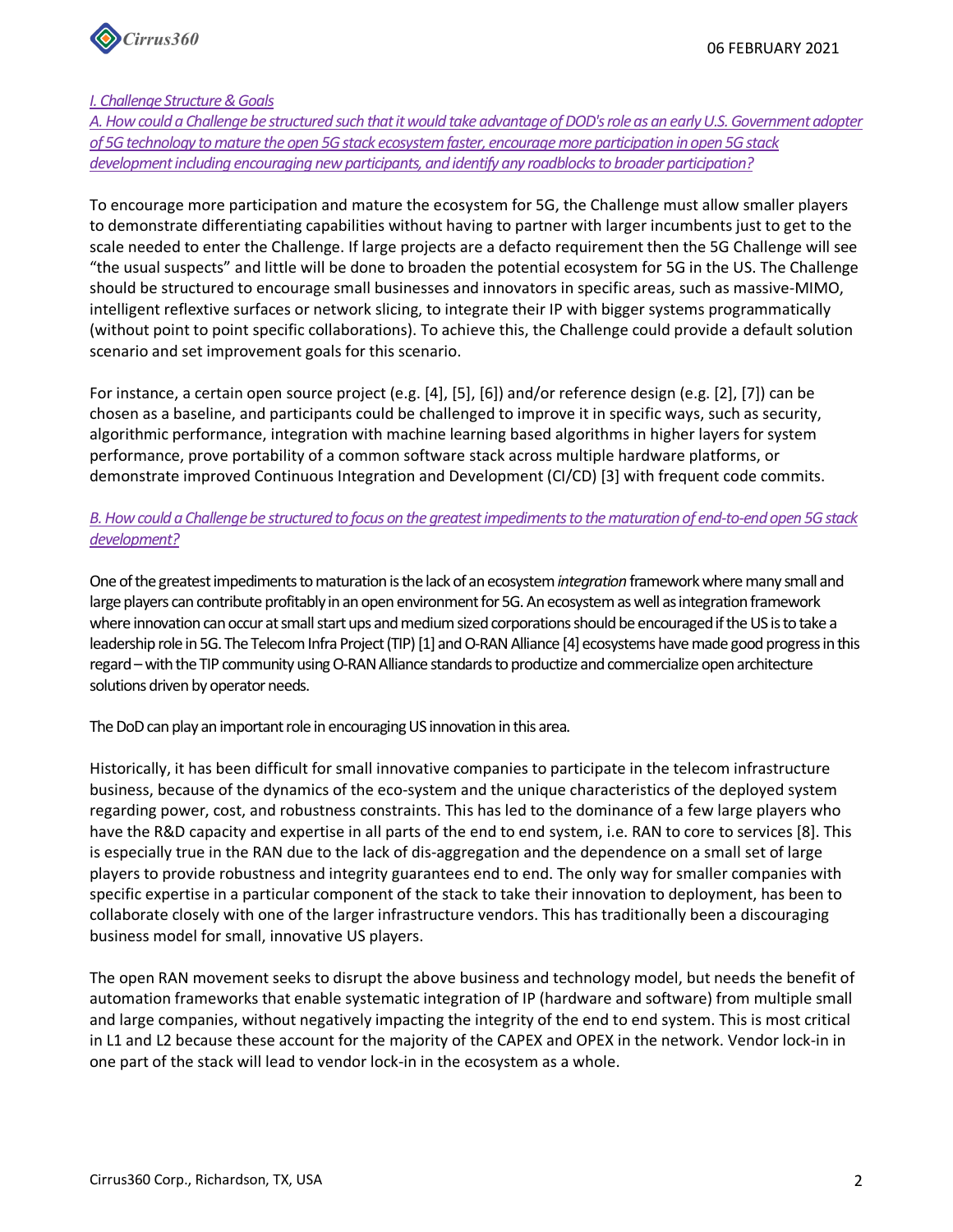*I. Challenge Structure & Goals*

*A. How could a Challenge be structured such that it would take advantage of DOD's role as an early U.S. Government adopter of 5G technology to mature the open 5G stack ecosystem faster, encourage more participation in open 5G stack development including encouraging new participants, and identify any roadblocks to broader participation?*

To encourage more participation and mature the ecosystem for 5G, the Challenge must allow smaller players to demonstrate differentiating capabilities without having to partner with larger incumbents just to get to the scale needed to enter the Challenge. If large projects are a defacto requirement then the 5G Challenge will see "the usual suspects" and little will be done to broaden the potential ecosystem for 5G in the US. The Challenge should be structured to encourage small businesses and innovators in specific areas, such as massive-MIMO, intelligent reflexive surfaces or network slicing, to integrate their IP with bigger systems programmatically (without point to point specific collaborations). To achieve this, the Challenge could provide a default solution scenario and set improvement goals for this scenario.

For instance, a certain open source project (e.g. [4], [5], [6]) and/or reference design (e.g. [2], [7]) can be chosen as a baseline, and participants could be challenged to improve it in specific ways, such as security, algorithmic performance, integration with machine learning based algorithms in higher layers for system performance, prove portability of a common software stack across multiple hardware platforms, or demonstrate improved Continuous Integration and Development (CI/CD) [3] with frequent code commits.

*B. How could a Challenge be structured to focus on the greatest impediments to the maturation of end-to-end open 5G stack development?*

One of the greatest impediments to maturation is the lack of an ecosystem *integration* framework where many small and large players can contribute profitably in an open environment for 5G. An ecosystem as well as integration framework where innovation can occur at small start ups and medium sized corporations should be encouraged if the US is to take a leadership role in 5G. The Telecom Infra Project (TIP) [1] and O-RAN Alliance [4] ecosystems have made good progress in this regard – with the TIP community using O-RAN Alliance standards to productize and commercialize open architecture solutions driven by operator needs.

The DoD can play an important role in encouraging US innovation in this area.

Historically, it has been difficult for small innovative companies to participate in the telecom infrastructure business, because of the dynamics of the eco-system and the unique characteristics of the deployed system regarding power, cost, and robustness constraints. This has led to the dominance of a few large players who have the R&D capacity and expertise in all parts of the end to end system, i.e. RAN to core to services [8]. This is especially true in the RAN due to the lack of dis-aggregation and the dependence on a small set of large players to provide robustness and integrity guarantees end to end. The only way for smaller companies with specific expertise in a particular component of the stack to take their innovation to deployment, has been to collaborate closely with one of the larger infrastructure vendors. This has traditionally been a discouraging business model for small, innovative US players.

The open RAN movement seeks to disrupt the above business and technology model, but needs the benefit of automation frameworks that enable systematic integration of IP (hardware and software) from multiple small and large companies, without negatively impacting the integrity of the end to end system. This is most critical in L1 and L2 because these account for the majority of the CAPEX and OPEX in the network. Vendor lock-in in one part of the stack will lead to vendor lock-in in the ecosystem as a whole.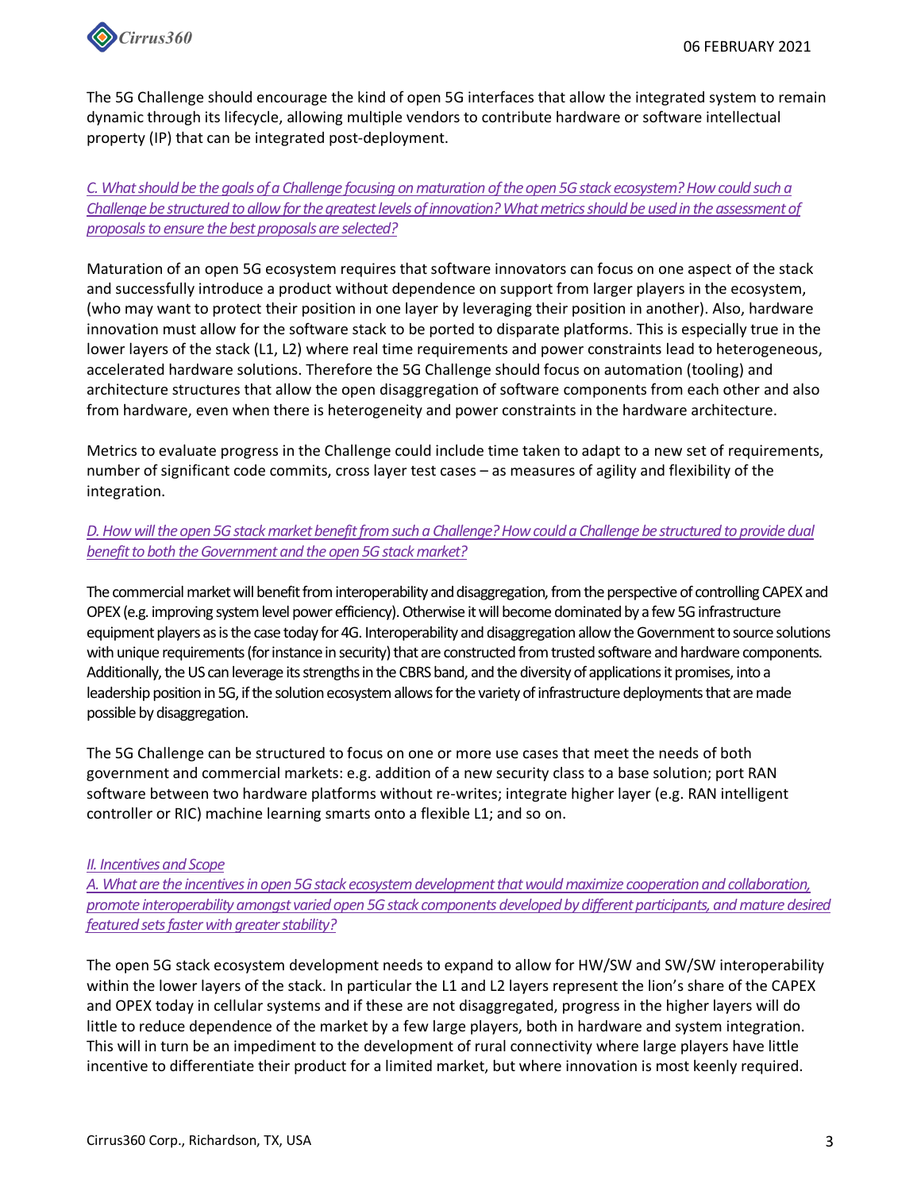The 5G Challenge should encourage the kind of open 5G interfaces that allow the integrated system to remain dynamic through its lifecycle, allowing multiple vendors to contribute hardware or software intellectual property (IP) that can be integrated post-deployment.

*C. What should be the goals of a Challenge focusing on maturation of the open 5G stack ecosystem? How could such a Challenge be structured to allow for the greatest levels of innovation? What metrics should be used in the assessment of proposals to ensure the best proposals are selected?*

Maturation of an open 5G ecosystem requires that software innovators can focus on one aspect of the stack and successfully introduce a product without dependence on support from larger players in the ecosystem, (who may want to protect their position in one layer by leveraging their position in another). Also, hardware innovation must allow for the software stack to be ported to disparate platforms. This is especially true in the lower layers of the stack (L1, L2) where real time requirements and power constraints lead to heterogeneous, accelerated hardware solutions. Therefore the 5G Challenge should focus on automation (tooling) and architecture structures that allow the open disaggregation of software components from each other and also from hardware, even when there is heterogeneity and power constraints in the hardware architecture.

Metrics to evaluate progress in the Challenge could include time taken to adapt to a new set of requirements, number of significant code commits, cross layer test cases – as measures of agility and flexibility of the integration.

*D. How will the open 5G stack market benefit from such a Challenge? How could a Challenge be structured to provide dual benefit to both the Government and the open 5G stack market?*

The commercial market will benefit from interoperability and disaggregation, from the perspective of controlling CAPEX and OPEX (e.g. improving system level power efficiency). Otherwise it will become dominated by a few 5G infrastructure equipment players as is the case today for 4G. Interoperability and disaggregation allow the Government to source solutions with unique requirements (for instance in security) that are constructed from trusted software and hardware components. Additionally, the US can leverage its strengths in the CBRS band, and the diversity of applications it promises, into a leadership position in 5G, if the solution ecosystem allows for the variety of infrastructure deployments that are made possible by disaggregation.

The 5G Challenge can be structured to focus on one or more use cases that meet the needs of both government and commercial markets: e.g. addition of a new security class to a base solution; port RAN software between two hardware platforms without re-writes; integrate higher layer (e.g. RAN intelligent controller or RIC) machine learning smarts onto a flexible L1; and so on.

*II. Incentives and Scope*

*A. What are the incentives in open 5G stack ecosystem development that would maximize cooperation and collaboration, promote interoperability amongst varied open 5G stack components developed by different participants, and mature desired featured sets faster with greater stability?*

The open 5G stack ecosystem development needs to expand to allow for HW/SW and SW/SW interoperability within the lower layers of the stack. In particular the L1 and L2 layers represent the lion's share of the CAPEX and OPEX today in cellular systems and if these are not disaggregated, progress in the higher layers will do little to reduce dependence of the market by a few large players, both in hardware and system integration. This will in turn be an impediment to the development of rural connectivity where large players have little incentive to differentiate their product for a limited market, but where innovation is most keenly required.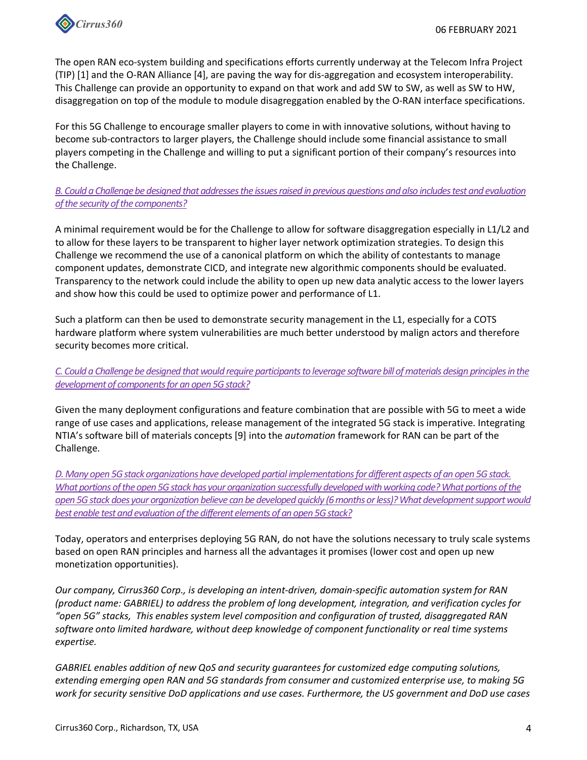The open RAN eco-system building and specifications efforts currently underway at the Telecom Infra Project (TIP) [1] and the O-RAN Alliance [4], are paving the way for dis-aggregation and ecosystem interoperability. This Challenge can provide an opportunity to expand on that work and add SW to SW, as well as SW to HW, disaggregation on top of the module to module disagreggation enabled by the O-RAN interface specifications.

For this 5G Challenge to encourage smaller players to come in with innovative solutions, without having to become sub-contractors to larger players, the Challenge should include some financial assistance to small players competing in the Challenge and willing to put a significant portion of their company's resources into the Challenge.

*B. Could a Challenge be designed that addresses the issues raised in previous questions and also includes test and evaluation of the security of the components?*

A minimal requirement would be for the Challenge to allow for software disaggregation especially in L1/L2 and to allow for these layers to be transparent to higher layer network optimization strategies. To design this Challenge we recommend the use of a canonical platform on which the ability of contestants to manage component updates, demonstrate CICD, and integrate new algorithmic components should be evaluated. Transparency to the network could include the ability to open up new data analytic access to the lower layers and show how this could be used to optimize power and performance of L1.

Such a platform can then be used to demonstrate security management in the L1, especially for a COTS hardware platform where system vulnerabilities are much better understood by malign actors and therefore security becomes more critical.

*C. Could a Challenge be designed that would require participants to leverage software bill of materials design principles in the development of components for an open 5G stack?*

Given the many deployment configurations and feature combination that are possible with 5G to meet a wide range of use cases and applications, release management of the integrated 5G stack is imperative. Integrating NTIA's software bill of materials concepts [9] into the *automation* framework for RAN can be part of the Challenge.

*D. Many open 5G stack organizations have developed partial implementations for different aspects of an open 5G stack. What portions of the open 5G stack has your organization successfully developed with working code? What portions of the open 5G stack does your organization believe can be developed quickly (6 months or less)? What development support would best enable test and evaluation of the different elements of an open 5G stack?*

Today, operators and enterprises deploying 5G RAN, do not have the solutions necessary to truly scale systems based on open RAN principles and harness all the advantages it promises (lower cost and open up new monetization opportunities).

*Our company, Cirrus360 Corp., is developing an intent-driven, domain-specific automation system for RAN (product name: GABRIEL) to address the problem of long development, integration, and verification cycles for "open 5G" stacks, This enables system level composition and configuration of trusted, disaggregated RAN software onto limited hardware, without deep knowledge of component functionality or real time systems expertise.*

*GABRIEL enables addition of new QoS and security guarantees for customized edge computing solutions, extending emerging open RAN and 5G standards from consumer and customized enterprise use, to making 5G work for security sensitive DoD applications and use cases. Furthermore, the US government and DoD use cases*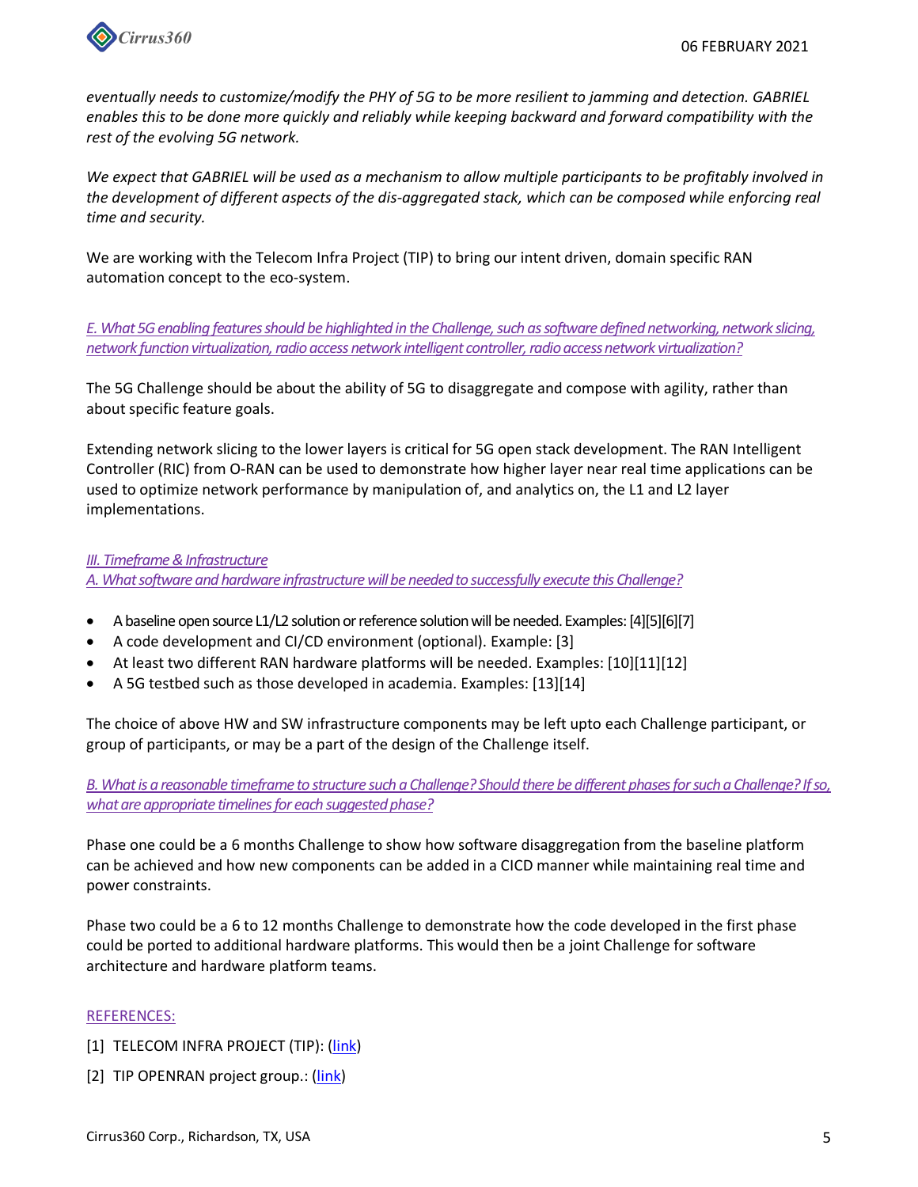*eventually needs to customize/modify the PHY of 5G to be more resilient to jamming and detection. GABRIEL enables this to be done more quickly and reliably while keeping backward and forward compatibility with the rest of the evolving 5G network.*

*We expect that GABRIEL will be used as a mechanism to allow multiple participants to be profitably involved in the development of different aspects of the dis-aggregated stack, which can be composed while enforcing real time and security.*

We are working with the Telecom Infra Project (TIP) to bring our intent driven, domain specific RAN automation concept to the eco-system.

*E. What 5G enabling features should be highlighted in the Challenge, such as software defined networking, network slicing, network function virtualization, radio access network intelligent controller, radio access network virtualization?*

The 5G Challenge should be about the ability of 5G to disaggregate and compose with agility, rather than about specific feature goals.

Extending network slicing to the lower layers is critical for 5G open stack development. The RAN Intelligent Controller (RIC) from O-RAN can be used to demonstrate how higher layer near real time applications can be used to optimize network performance by manipulation of, and analytics on, the L1 and L2 layer implementations.

*III. Timeframe & Infrastructure*

*A. What software and hardware infrastructure will be needed to successfully execute this Challenge?*

- A baseline open source L1/L2 solution or reference solution will be needed. Examples: [4][5][6][7]
- A code development and CI/CD environment (optional). Example: [3]
- At least two different RAN hardware platforms will be needed. Examples: [10][11][12]
- A 5G testbed such as those developed in academia. Examples: [13][14]

The choice of above HW and SW infrastructure components may be left upto each Challenge participant, or group of participants, or may be a part of the design of the Challenge itself.

*B. What is a reasonable timeframe to structure such a Challenge? Should there be different phases for such a Challenge? If so, what are appropriate timelines for each suggested phase?*

Phase one could be a 6 months Challenge to show how software disaggregation from the baseline platform can be achieved and how new components can be added in a CICD manner while maintaining real time and power constraints.

Phase two could be a 6 to 12 months Challenge to demonstrate how the code developed in the first phase could be ported to additional hardware platforms. This would then be a joint Challenge for software architecture and hardware platform teams.

REFERENCES:

[1] TELECOM INFRA PROJECT (TIP): (link)

[2] TIP OPENRAN project group.: (link)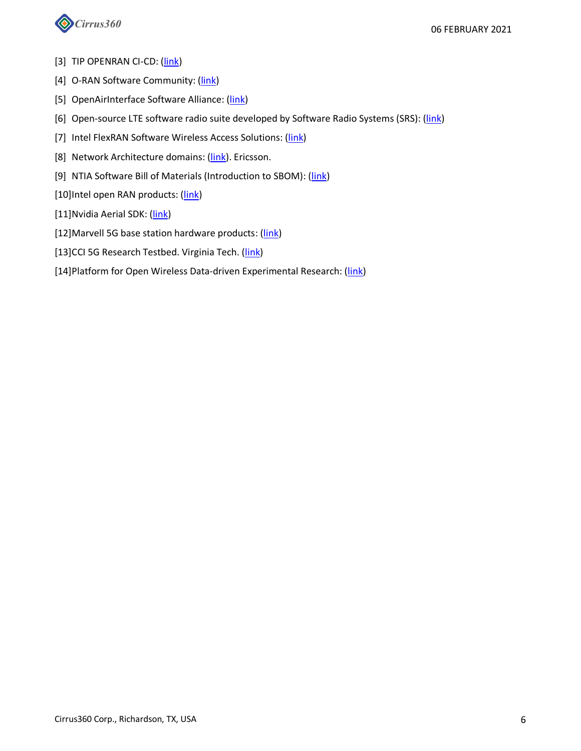[3] TIP OPENRAN CI-CD: (link)

[4] O-RAN Software Community: (link)

[5] OpenAirInterface Software Alliance: (link)

[6] Open-source LTE software radio suite developed by Software Radio Systems (SRS): (link)

[7] Intel FlexRAN Software Wireless Access Solutions: (link)

[8] Network Architecture domains: (link). Ericsson.

[9] NTIA Software Bill of Materials (Introduction to SBOM): (link)

[10] Intel open RAN products: (link)

[11] Nvidia Aerial SDK: (link)

[12] Marvell 5G base station hardware products: (link)

[13] CCI 5G Research Testbed. Virginia Tech. (link)

[14] Platform for Open Wireless Data-driven Experimental Research: (link)